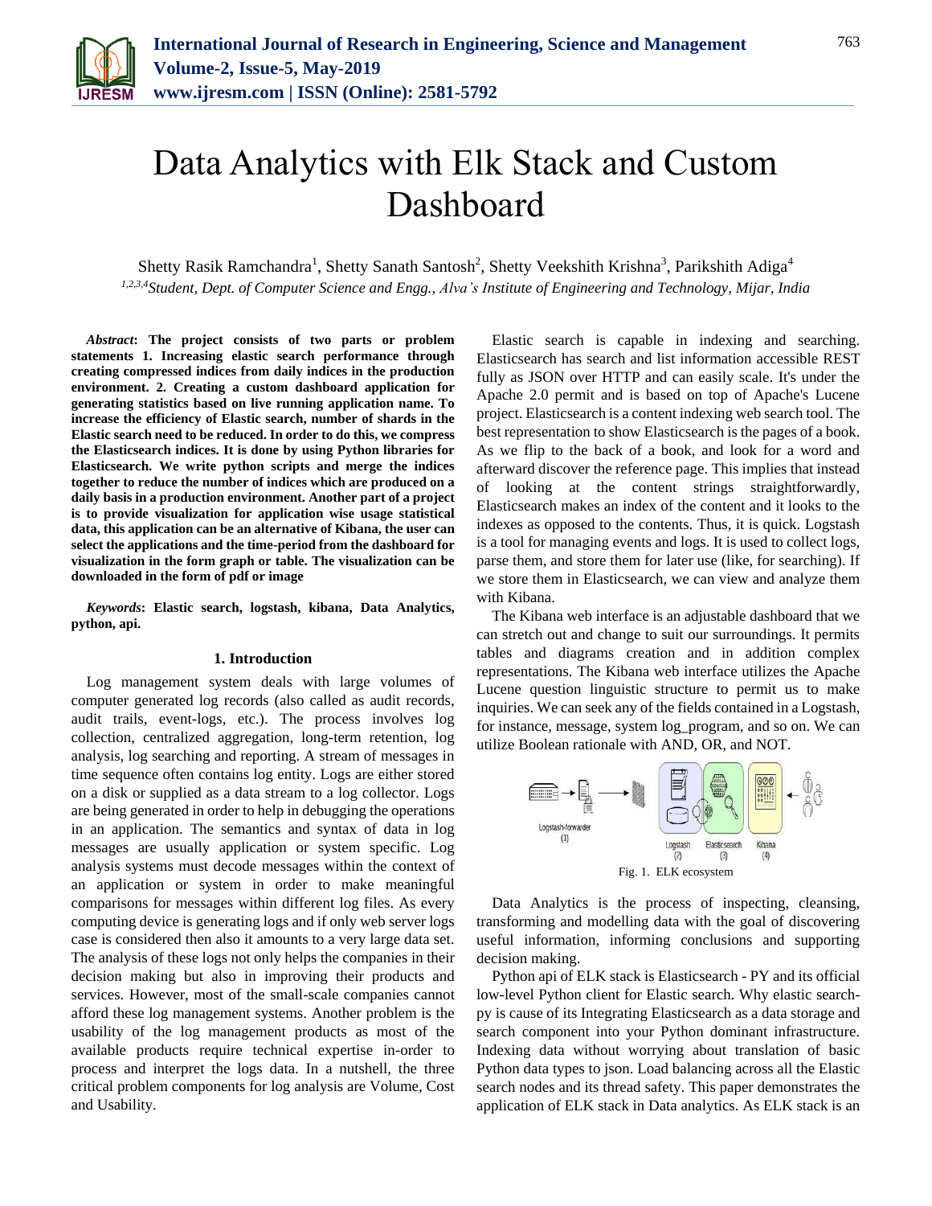# Data Analytics with Elk Stack and Custom Dashboard

Shetty Rasik Ramchandra[1], Shetty Sanath Santosh[2], Shetty Veekshith Krishna[3], Parikshith Adiga[4]

[1,2,3,4]*Student, Dept. of Computer Science and Engg., Alva's Institute of Engineering and Technology, Mijar, India*

***Abstract*: The project consists of two parts or problem statements 1. Increasing elastic search performance through creating compressed indices from daily indices in the production environment. 2. Creating a custom dashboard application for generating statistics based on live running application name. To increase the efficiency of Elastic search, number of shards in the Elastic search need to be reduced. In order to do this, we compress the Elasticsearch indices. It is done by using Python libraries for Elasticsearch. We write python scripts and merge the indices together to reduce the number of indices which are produced on a daily basis in a production environment. Another part of a project is to provide visualization for application wise usage statistical data, this application can be an alternative of Kibana, the user can select the applications and the time-period from the dashboard for visualization in the form graph or table. The visualization can be downloaded in the form of pdf or image**

***Keywords*: Elastic search, logstash, kibana, Data Analytics, python, api.**

## 1. Introduction

Log management system deals with large volumes of computer generated log records (also called as audit records, audit trails, event-logs, etc.). The process involves log collection, centralized aggregation, long-term retention, log analysis, log searching and reporting. A stream of messages in time sequence often contains log entity. Logs are either stored on a disk or supplied as a data stream to a log collector. Logs are being generated in order to help in debugging the operations in an application. The semantics and syntax of data in log messages are usually application or system specific. Log analysis systems must decode messages within the context of an application or system in order to make meaningful comparisons for messages within different log files. As every computing device is generating logs and if only web server logs case is considered then also it amounts to a very large data set. The analysis of these logs not only helps the companies in their decision making but also in improving their products and services. However, most of the small-scale companies cannot afford these log management systems. Another problem is the usability of the log management products as most of the available products require technical expertise in-order to process and interpret the logs data. In a nutshell, the three critical problem components for log analysis are Volume, Cost and Usability.

Elastic search is capable in indexing and searching. Elasticsearch has search and list information accessible REST fully as JSON over HTTP and can easily scale. It's under the Apache 2.0 permit and is based on top of Apache's Lucene project. Elasticsearch is a content indexing web search tool. The best representation to show Elasticsearch is the pages of a book. As we flip to the back of a book, and look for a word and afterward discover the reference page. This implies that instead of looking at the content strings straightforwardly, Elasticsearch makes an index of the content and it looks to the indexes as opposed to the contents. Thus, it is quick. Logstash is a tool for managing events and logs. It is used to collect logs, parse them, and store them for later use (like, for searching). If we store them in Elasticsearch, we can view and analyze them with Kibana.

The Kibana web interface is an adjustable dashboard that we can stretch out and change to suit our surroundings. It permits tables and diagrams creation and in addition complex representations. The Kibana web interface utilizes the Apache Lucene question linguistic structure to permit us to make inquiries. We can seek any of the fields contained in a Logstash, for instance, message, system log_program, and so on. We can utilize Boolean rationale with AND, OR, and NOT.

Logstash-forwarder (1)

Logstash (2)

Elasticsearch (3)

Kibana (4)

Fig. 1. ELK ecosystem

Data Analytics is the process of inspecting, cleansing, transforming and modelling data with the goal of discovering useful information, informing conclusions and supporting decision making.

Python api of ELK stack is Elasticsearch - PY and its official low-level Python client for Elastic search. Why elastic search-py is cause of its Integrating Elasticsearch as a data storage and search component into your Python dominant infrastructure. Indexing data without worrying about translation of basic Python data types to json. Load balancing across all the Elastic search nodes and its thread safety. This paper demonstrates the application of ELK stack in Data analytics. As ELK stack is an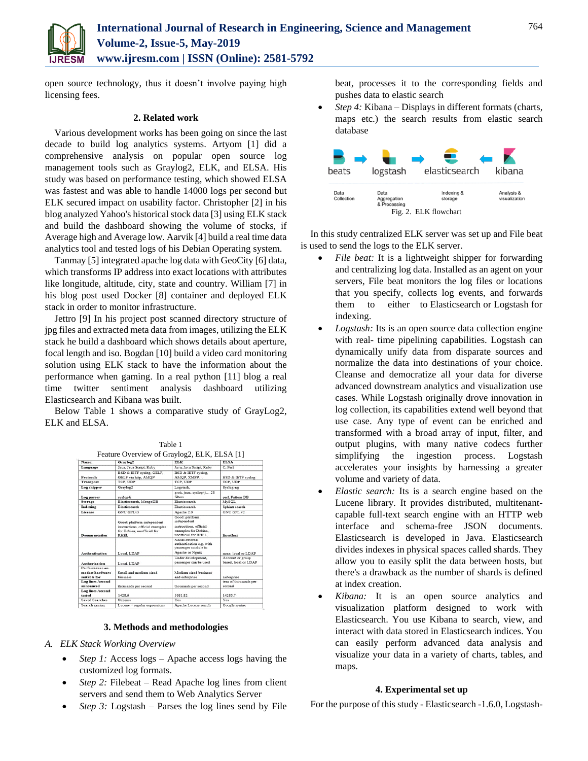open source technology, thus it doesn't involve paying high licensing fees.

## 2. Related work

Various development works has been going on since the last decade to build log analytics systems. Artyom [1] did a comprehensive analysis on popular open source log management tools such as Graylog2, ELK, and ELSA. His study was based on performance testing, which showed ELSA was fastest and was able to handle 14000 logs per second but ELK secured impact on usability factor. Christopher [2] in his blog analyzed Yahoo's historical stock data [3] using ELK stack and build the dashboard showing the volume of stocks, if Average high and Average low. Aarvik [4] build a real time data analytics tool and tested logs of his Debian Operating system.

Tanmay [5] integrated apache log data with GeoCity [6] data, which transforms IP address into exact locations with attributes like longitude, altitude, city, state and country. William [7] in his blog post used Docker [8] container and deployed ELK stack in order to monitor infrastructure.

Jettro [9] In his project post scanned directory structure of jpg files and extracted meta data from images, utilizing the ELK stack he build a dashboard which shows details about aperture, focal length and iso. Bogdan [10] build a video card monitoring solution using ELK stack to have the information about the performance when gaming. In a real python [11] blog a real time twitter sentiment analysis dashboard utilizing Elasticsearch and Kibana was built.

Below Table 1 shows a comparative study of GrayLog2, ELK and ELSA.

Table 1
Feature Overview of Graylog2, ELK, ELSA [1]

| Name: | Graylog2 | ELK | ELSA |
|---|---|---|---|
| Language | Java, Java Script, Ruby | Java, Java Script, Ruby | C, Perl |
| Protocols | BSD & IETF syslog, GELF, GELF via http, AMQP | BSD & IETF syslog, AMQP, XMPP… | BSD & IETF syslog |
| Transport | TCP, UDP | TCP, UDP | TCP, UDP |
| Log shipper | Graylog2 | Logstash, | Syslog-ng |
| Log parser | syslog4j | grok, json, syslog4j,… 28 filters | perl, Pattern DB |
| Storage | Elasticsearch, MongoDB | Elasticsearch | MySQL |
| Indexing | Elasticsearch | Elasticsearch | Sphinx search |
| License | GNU GPLv3 | Apache 2.0 | GNU GPL v2 |
| Documentation | Good: platform independent instructions, official examples for Debian, unofficial for RHEL | Good: platform independent instructions, official examples for Debian, unofficial for RHEL | Excellent |
| Authentication | Local, LDAP | Needs external authentication e.g. with passenger module in Apache or Ngnix | none, local or LDAP |
| Authorization | Local, LDAP | Under development, passenger can be used | Account or group based, local or LDAP |
| Performance on modest hardware suitable for | Small and medium sized business | Medium sized business and enterprise | Enterprise |
| Log lines /second announced | thousands per second | thousands per second | tens of thousands per second |
| Log lines /second tested | 1428,6 | 5681,82 | 14285,7 |
| Saved Searches | Streams | Yes | Yes |
| Search syntax | Lucene + regular expressions | Apache Lucene search | Google syntax |

## 3. Methods and methodologies

### A. ELK Stack Working Overview

- *Step 1:* Access logs – Apache access logs having the customized log formats.
- *Step 2:* Filebeat – Read Apache log lines from client servers and send them to Web Analytics Server
- *Step 3:* Logstash – Parses the log lines send by File beat, processes it to the corresponding fields and pushes data to elastic search
- *Step 4:* Kibana – Displays in different formats (charts, maps etc.) the search results from elastic search database

beats → logstash → elasticsearch ← kibana

Data Collection | Data Aggregation & Processing | Indexing & storage | Analysis & visualization

Fig. 2. ELK flowchart

In this study centralized ELK server was set up and File beat is used to send the logs to the ELK server.

- *File beat:* It is a lightweight shipper for forwarding and centralizing log data. Installed as an agent on your servers, File beat monitors the log files or locations that you specify, collects log events, and forwards them to either to Elasticsearch or Logstash for indexing.
- *Logstash:* Its is an open source data collection engine with real- time pipelining capabilities. Logstash can dynamically unify data from disparate sources and normalize the data into destinations of your choice. Cleanse and democratize all your data for diverse advanced downstream analytics and visualization use cases. While Logstash originally drove innovation in log collection, its capabilities extend well beyond that use case. Any type of event can be enriched and transformed with a broad array of input, filter, and output plugins, with many native codecs further simplifying the ingestion process. Logstash accelerates your insights by harnessing a greater volume and variety of data.
- *Elastic search:* Its is a search engine based on the Lucene library. It provides distributed, multitenant-capable full-text search engine with an HTTP web interface and schema-free JSON documents. Elasticsearch is developed in Java. Elasticsearch divides indexes in physical spaces called shards. They allow you to easily split the data between hosts, but there's a drawback as the number of shards is defined at index creation.
- *Kibana:* It is an open source analytics and visualization platform designed to work with Elasticsearch. You use Kibana to search, view, and interact with data stored in Elasticsearch indices. You can easily perform advanced data analysis and visualize your data in a variety of charts, tables, and maps.

## 4. Experimental set up

For the purpose of this study - Elasticsearch -1.6.0, Logstash-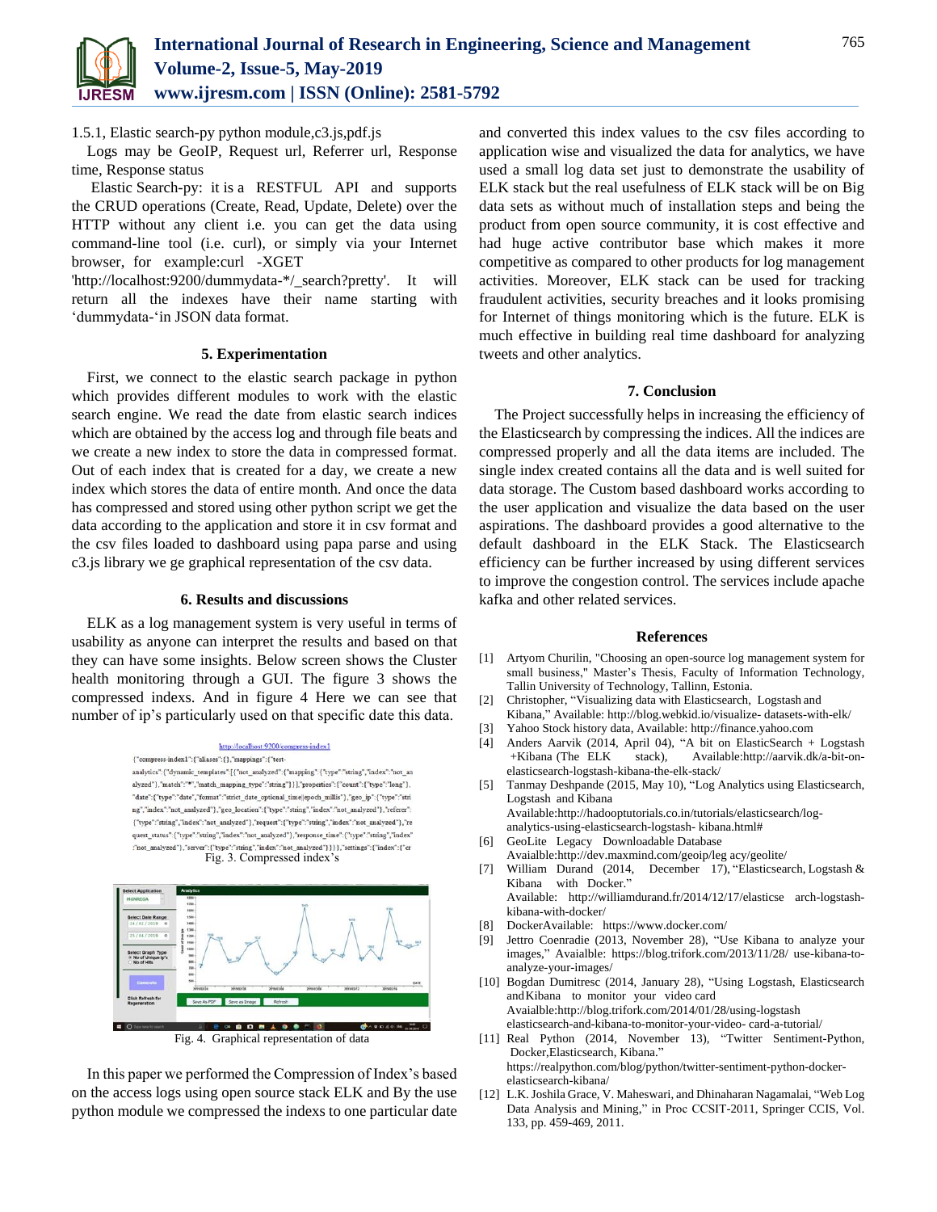1.5.1, Elastic search-py python module,c3.js,pdf.js

Logs may be GeoIP, Request url, Referrer url, Response time, Response status

Elastic Search-py: it is a RESTFUL API and supports the CRUD operations (Create, Read, Update, Delete) over the HTTP without any client i.e. you can get the data using command-line tool (i.e. curl), or simply via your Internet browser, for example:curl -XGET 'http://localhost:9200/dummydata-*/_search?pretty'. It will return all the indexes have their name starting with 'dummydata-'in JSON data format.

## 5. Experimentation

First, we connect to the elastic search package in python which provides different modules to work with the elastic search engine. We read the date from elastic search indices which are obtained by the access log and through file beats and we create a new index to store the data in compressed format. Out of each index that is created for a day, we create a new index which stores the data of entire month. And once the data has compressed and stored using other python script we get the data according to the application and store it in csv format and the csv files loaded to dashboard using papa parse and using c3.js library we ge graphical representation of the csv data.

## 6. Results and discussions

ELK as a log management system is very useful in terms of usability as anyone can interpret the results and based on that they can have some insights. Below screen shows the Cluster health monitoring through a GUI. The figure 3 shows the compressed indexs. And in figure 4 Here we can see that number of ip's particularly used on that specific date this data.

http://localhost:9200/compress-index1

{"compress-index1":{"aliases":{},"mappings":{"test-analytics":{"dynamic_templates":[{"not_analyzed":{"mapping":{"type":"string","index":"not_analyzed"},"match":"*","match_mapping_type":"string"}}],"properties":{"count":{"type":"long"},"date":{"type":"date","format":"strict_date_optional_time||epoch_millis"},"geo_ip":{"type":"string","index":"not_analyzed"},"geo_location":{"type":"string","index":"not_analyzed"},"referer":{"type":"string","index":"not_analyzed"},"request":{"type":"string","index":"not_analyzed"},"request_status":{"type":"string","index":"not_analyzed"},"response_time":{"type":"string","index":"not_analyzed"},"server":{"type":"string","index":"not_analyzed"}}}},"settings":{"index":{"cr

Fig. 3. Compressed index's

Fig. 4. Graphical representation of data

In this paper we performed the Compression of Index's based on the access logs using open source stack ELK and By the use python module we compressed the indexs to one particular date and converted this index values to the csv files according to application wise and visualized the data for analytics, we have used a small log data set just to demonstrate the usability of ELK stack but the real usefulness of ELK stack will be on Big data sets as without much of installation steps and being the product from open source community, it is cost effective and had huge active contributor base which makes it more competitive as compared to other products for log management activities. Moreover, ELK stack can be used for tracking fraudulent activities, security breaches and it looks promising for Internet of things monitoring which is the future. ELK is much effective in building real time dashboard for analyzing tweets and other analytics.

## 7. Conclusion

The Project successfully helps in increasing the efficiency of the Elasticsearch by compressing the indices. All the indices are compressed properly and all the data items are included. The single index created contains all the data and is well suited for data storage. The Custom based dashboard works according to the user application and visualize the data based on the user aspirations. The dashboard provides a good alternative to the default dashboard in the ELK Stack. The Elasticsearch efficiency can be further increased by using different services to improve the congestion control. The services include apache kafka and other related services.

## References

[1] Artyom Churilin, "Choosing an open-source log management system for small business," Master's Thesis, Faculty of Information Technology, Tallin University of Technology, Tallinn, Estonia.

[2] Christopher, "Visualizing data with Elasticsearch, Logstash and Kibana," Available: http://blog.webkid.io/visualize- datasets-with-elk/

[3] Yahoo Stock history data, Available: http://finance.yahoo.com

[4] Anders Aarvik (2014, April 04), "A bit on ElasticSearch + Logstash +Kibana (The ELK stack), Available:http://aarvik.dk/a-bit-on-elasticsearch-logstash-kibana-the-elk-stack/

[5] Tanmay Deshpande (2015, May 10), "Log Analytics using Elasticsearch, Logstash and Kibana Available:http://hadooptutorials.co.in/tutorials/elasticsearch/log-analytics-using-elasticsearch-logstash- kibana.html#

[6] GeoLite Legacy Downloadable Database Avaialble:http://dev.maxmind.com/geoip/leg acy/geolite/

[7] William Durand (2014, December 17), "Elasticsearch, Logstash & Kibana with Docker." Available: http://williamdurand.fr/2014/12/17/elasticse arch-logstash-kibana-with-docker/

[8] DockerAvailable: https://www.docker.com/

[9] Jettro Coenradie (2013, November 28), "Use Kibana to analyze your images," Avaialble: https://blog.trifork.com/2013/11/28/ use-kibana-to-analyze-your-images/

[10] Bogdan Dumitrescu (2014, January 28), "Using Logstash, Elasticsearch and Kibana to monitor your video card Avaialble:http://blog.trifork.com/2014/01/28/using-logstash elasticsearch-and-kibana-to-monitor-your-video- card-a-tutorial/

[11] Real Python (2014, November 13), "Twitter Sentiment-Python, Docker,Elasticsearch, Kibana." https://realpython.com/blog/python/twitter-sentiment-python-docker-elasticsearch-kibana/

[12] L.K. Joshila Grace, V. Maheswari, and Dhinaharan Nagamalai, "Web Log Data Analysis and Mining," in Proc CCSIT-2011, Springer CCIS, Vol. 133, pp. 459-469, 2011.